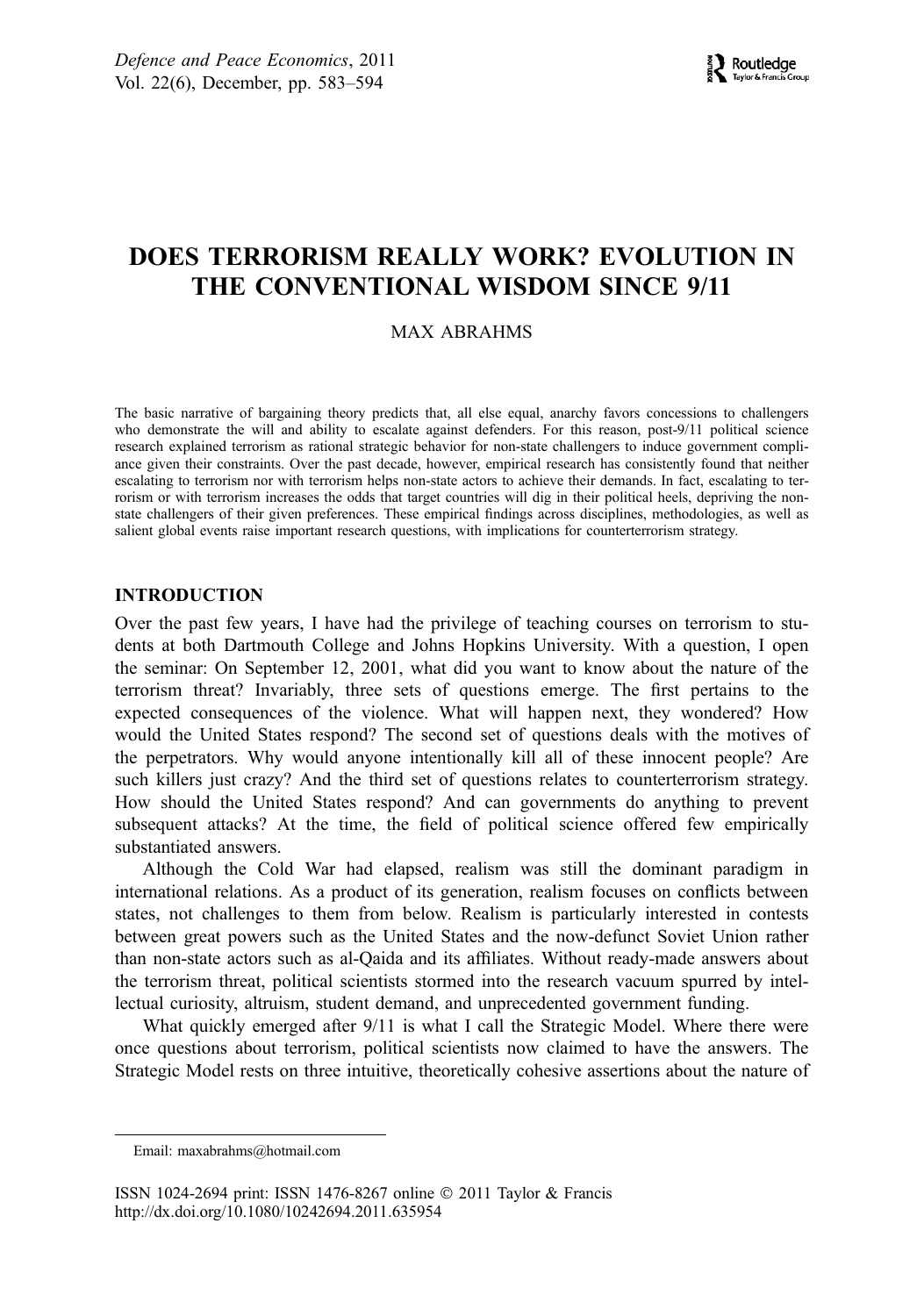# DOES TERRORISM REALLY WORK? EVOLUTION IN THE CONVENTIONAL WISDOM SINCE 9/11

MAX ABRAHMS

The basic narrative of bargaining theory predicts that, all else equal, anarchy favors concessions to challengers who demonstrate the will and ability to escalate against defenders. For this reason, post-9/11 political science research explained terrorism as rational strategic behavior for non-state challengers to induce government compliance given their constraints. Over the past decade, however, empirical research has consistently found that neither escalating to terrorism nor with terrorism helps non-state actors to achieve their demands. In fact, escalating to terrorism or with terrorism increases the odds that target countries will dig in their political heels, depriving the non-state challengers of their given preferences. These empirical findings across disciplines, methodologies, as well as salient global events raise important research questions, with implications for counterterrorism strategy.

## INTRODUCTION

Over the past few years, I have had the privilege of teaching courses on terrorism to students at both Dartmouth College and Johns Hopkins University. With a question, I open the seminar: On September 12, 2001, what did you want to know about the nature of the terrorism threat? Invariably, three sets of questions emerge. The first pertains to the expected consequences of the violence. What will happen next, they wondered? How would the United States respond? The second set of questions deals with the motives of the perpetrators. Why would anyone intentionally kill all of these innocent people? Are such killers just crazy? And the third set of questions relates to counterterrorism strategy. How should the United States respond? And can governments do anything to prevent subsequent attacks? At the time, the field of political science offered few empirically substantiated answers.

Although the Cold War had elapsed, realism was still the dominant paradigm in international relations. As a product of its generation, realism focuses on conflicts between states, not challenges to them from below. Realism is particularly interested in contests between great powers such as the United States and the now-defunct Soviet Union rather than non-state actors such as al-Qaida and its affiliates. Without ready-made answers about the terrorism threat, political scientists stormed into the research vacuum spurred by intellectual curiosity, altruism, student demand, and unprecedented government funding.

What quickly emerged after 9/11 is what I call the Strategic Model. Where there were once questions about terrorism, political scientists now claimed to have the answers. The Strategic Model rests on three intuitive, theoretically cohesive assertions about the nature of

---

Email: maxabrahms@hotmail.com

ISSN 1024-2694 print: ISSN 1476-8267 online © 2011 Taylor & Francis
http://dx.doi.org/10.1080/10242694.2011.635954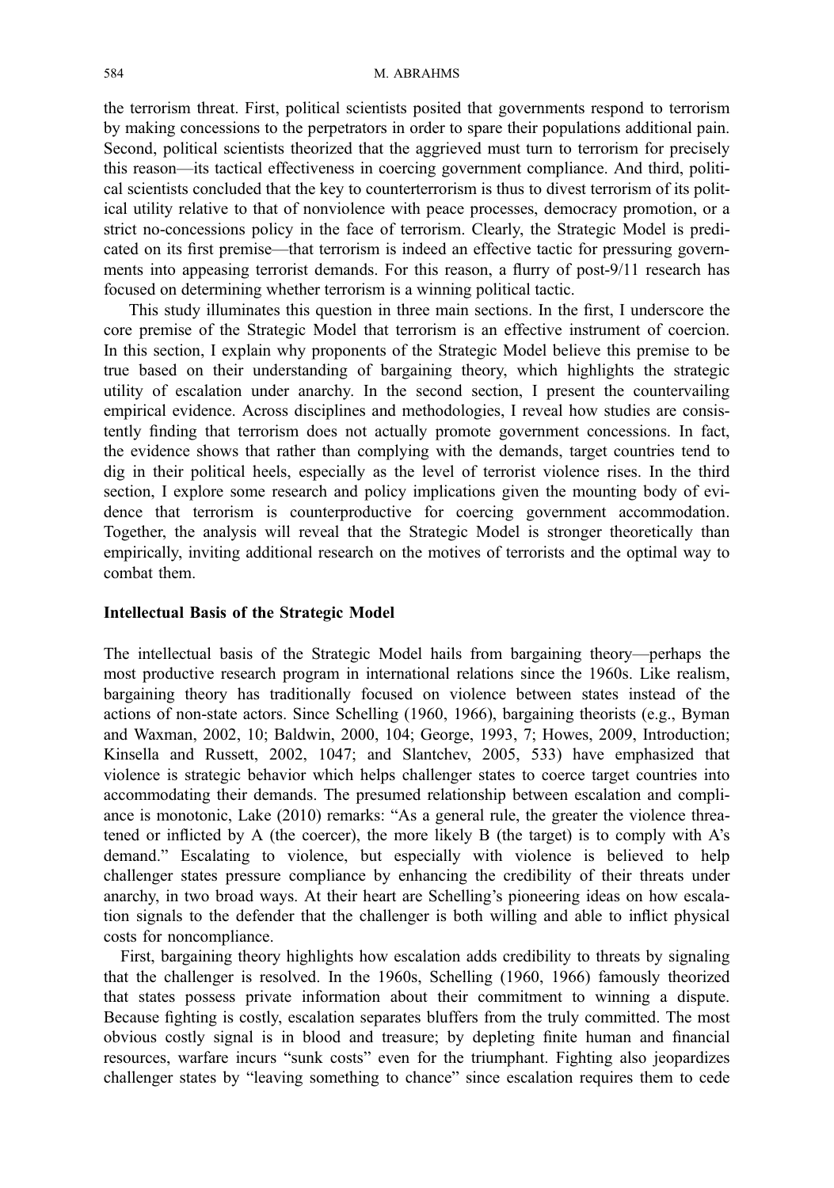the terrorism threat. First, political scientists posited that governments respond to terrorism by making concessions to the perpetrators in order to spare their populations additional pain. Second, political scientists theorized that the aggrieved must turn to terrorism for precisely this reason—its tactical effectiveness in coercing government compliance. And third, political scientists concluded that the key to counterterrorism is thus to divest terrorism of its political utility relative to that of nonviolence with peace processes, democracy promotion, or a strict no-concessions policy in the face of terrorism. Clearly, the Strategic Model is predicated on its first premise—that terrorism is indeed an effective tactic for pressuring governments into appeasing terrorist demands. For this reason, a flurry of post-9/11 research has focused on determining whether terrorism is a winning political tactic.

This study illuminates this question in three main sections. In the first, I underscore the core premise of the Strategic Model that terrorism is an effective instrument of coercion. In this section, I explain why proponents of the Strategic Model believe this premise to be true based on their understanding of bargaining theory, which highlights the strategic utility of escalation under anarchy. In the second section, I present the countervailing empirical evidence. Across disciplines and methodologies, I reveal how studies are consistently finding that terrorism does not actually promote government concessions. In fact, the evidence shows that rather than complying with the demands, target countries tend to dig in their political heels, especially as the level of terrorist violence rises. In the third section, I explore some research and policy implications given the mounting body of evidence that terrorism is counterproductive for coercing government accommodation. Together, the analysis will reveal that the Strategic Model is stronger theoretically than empirically, inviting additional research on the motives of terrorists and the optimal way to combat them.

## Intellectual Basis of the Strategic Model

The intellectual basis of the Strategic Model hails from bargaining theory—perhaps the most productive research program in international relations since the 1960s. Like realism, bargaining theory has traditionally focused on violence between states instead of the actions of non-state actors. Since Schelling (1960, 1966), bargaining theorists (e.g., Byman and Waxman, 2002, 10; Baldwin, 2000, 104; George, 1993, 7; Howes, 2009, Introduction; Kinsella and Russett, 2002, 1047; and Slantchev, 2005, 533) have emphasized that violence is strategic behavior which helps challenger states to coerce target countries into accommodating their demands. The presumed relationship between escalation and compliance is monotonic, Lake (2010) remarks: "As a general rule, the greater the violence threatened or inflicted by A (the coercer), the more likely B (the target) is to comply with A's demand." Escalating to violence, but especially with violence is believed to help challenger states pressure compliance by enhancing the credibility of their threats under anarchy, in two broad ways. At their heart are Schelling's pioneering ideas on how escalation signals to the defender that the challenger is both willing and able to inflict physical costs for noncompliance.

First, bargaining theory highlights how escalation adds credibility to threats by signaling that the challenger is resolved. In the 1960s, Schelling (1960, 1966) famously theorized that states possess private information about their commitment to winning a dispute. Because fighting is costly, escalation separates bluffers from the truly committed. The most obvious costly signal is in blood and treasure; by depleting finite human and financial resources, warfare incurs "sunk costs" even for the triumphant. Fighting also jeopardizes challenger states by "leaving something to chance" since escalation requires them to cede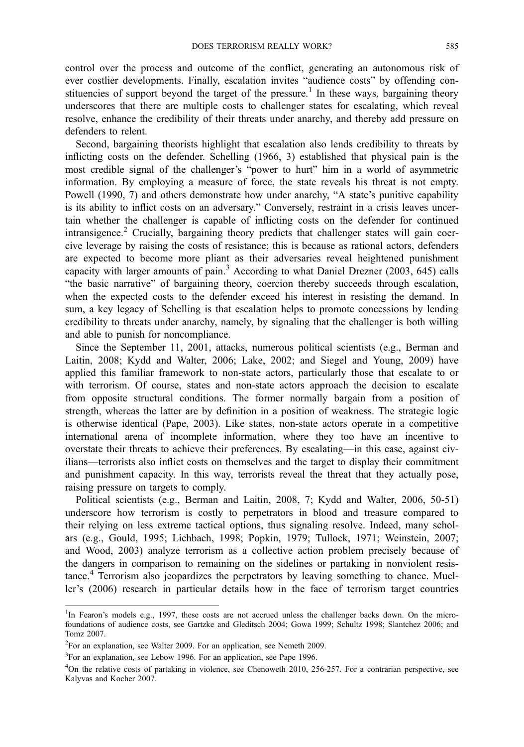control over the process and outcome of the conflict, generating an autonomous risk of ever costlier developments. Finally, escalation invites "audience costs" by offending constituencies of support beyond the target of the pressure.[1] In these ways, bargaining theory underscores that there are multiple costs to challenger states for escalating, which reveal resolve, enhance the credibility of their threats under anarchy, and thereby add pressure on defenders to relent.

Second, bargaining theorists highlight that escalation also lends credibility to threats by inflicting costs on the defender. Schelling (1966, 3) established that physical pain is the most credible signal of the challenger's "power to hurt" him in a world of asymmetric information. By employing a measure of force, the state reveals his threat is not empty. Powell (1990, 7) and others demonstrate how under anarchy, "A state's punitive capability is its ability to inflict costs on an adversary." Conversely, restraint in a crisis leaves uncertain whether the challenger is capable of inflicting costs on the defender for continued intransigence.[2] Crucially, bargaining theory predicts that challenger states will gain coercive leverage by raising the costs of resistance; this is because as rational actors, defenders are expected to become more pliant as their adversaries reveal heightened punishment capacity with larger amounts of pain.[3] According to what Daniel Drezner (2003, 645) calls "the basic narrative" of bargaining theory, coercion thereby succeeds through escalation, when the expected costs to the defender exceed his interest in resisting the demand. In sum, a key legacy of Schelling is that escalation helps to promote concessions by lending credibility to threats under anarchy, namely, by signaling that the challenger is both willing and able to punish for noncompliance.

Since the September 11, 2001, attacks, numerous political scientists (e.g., Berman and Laitin, 2008; Kydd and Walter, 2006; Lake, 2002; and Siegel and Young, 2009) have applied this familiar framework to non-state actors, particularly those that escalate to or with terrorism. Of course, states and non-state actors approach the decision to escalate from opposite structural conditions. The former normally bargain from a position of strength, whereas the latter are by definition in a position of weakness. The strategic logic is otherwise identical (Pape, 2003). Like states, non-state actors operate in a competitive international arena of incomplete information, where they too have an incentive to overstate their threats to achieve their preferences. By escalating—in this case, against civilians—terrorists also inflict costs on themselves and the target to display their commitment and punishment capacity. In this way, terrorists reveal the threat that they actually pose, raising pressure on targets to comply.

Political scientists (e.g., Berman and Laitin, 2008, 7; Kydd and Walter, 2006, 50-51) underscore how terrorism is costly to perpetrators in blood and treasure compared to their relying on less extreme tactical options, thus signaling resolve. Indeed, many scholars (e.g., Gould, 1995; Lichbach, 1998; Popkin, 1979; Tullock, 1971; Weinstein, 2007; and Wood, 2003) analyze terrorism as a collective action problem precisely because of the dangers in comparison to remaining on the sidelines or partaking in nonviolent resistance.[4] Terrorism also jeopardizes the perpetrators by leaving something to chance. Mueller's (2006) research in particular details how in the face of terrorism target countries

---

[1] In Fearon's models e.g., 1997, these costs are not accrued unless the challenger backs down. On the microfoundations of audience costs, see Gartzke and Gleditsch 2004; Gowa 1999; Schultz 1998; Slantchez 2006; and Tomz 2007.

[2] For an explanation, see Walter 2009. For an application, see Nemeth 2009.

[3] For an explanation, see Lebow 1996. For an application, see Pape 1996.

[4] On the relative costs of partaking in violence, see Chenoweth 2010, 256-257. For a contrarian perspective, see Kalyvas and Kocher 2007.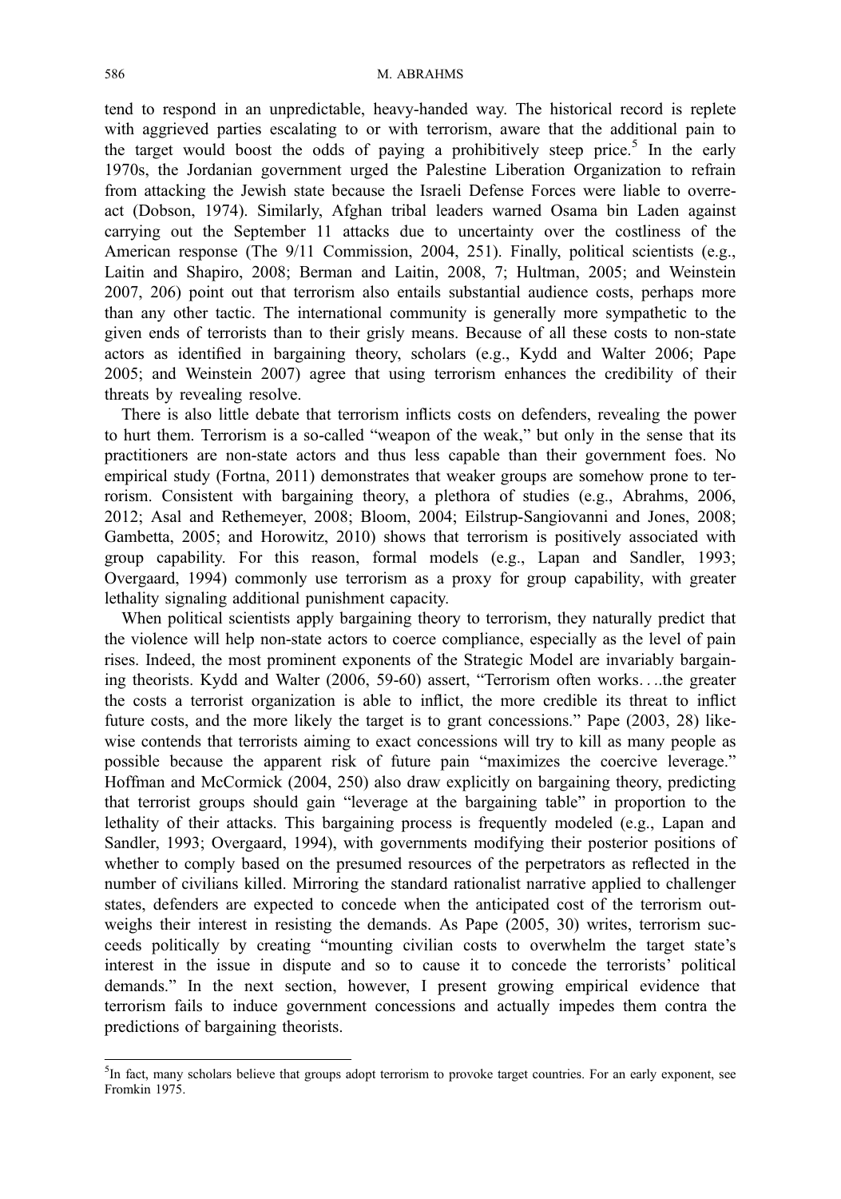tend to respond in an unpredictable, heavy-handed way. The historical record is replete with aggrieved parties escalating to or with terrorism, aware that the additional pain to the target would boost the odds of paying a prohibitively steep price.[5] In the early 1970s, the Jordanian government urged the Palestine Liberation Organization to refrain from attacking the Jewish state because the Israeli Defense Forces were liable to overreact (Dobson, 1974). Similarly, Afghan tribal leaders warned Osama bin Laden against carrying out the September 11 attacks due to uncertainty over the costliness of the American response (The 9/11 Commission, 2004, 251). Finally, political scientists (e.g., Laitin and Shapiro, 2008; Berman and Laitin, 2008, 7; Hultman, 2005; and Weinstein 2007, 206) point out that terrorism also entails substantial audience costs, perhaps more than any other tactic. The international community is generally more sympathetic to the given ends of terrorists than to their grisly means. Because of all these costs to non-state actors as identified in bargaining theory, scholars (e.g., Kydd and Walter 2006; Pape 2005; and Weinstein 2007) agree that using terrorism enhances the credibility of their threats by revealing resolve.

There is also little debate that terrorism inflicts costs on defenders, revealing the power to hurt them. Terrorism is a so-called "weapon of the weak," but only in the sense that its practitioners are non-state actors and thus less capable than their government foes. No empirical study (Fortna, 2011) demonstrates that weaker groups are somehow prone to terrorism. Consistent with bargaining theory, a plethora of studies (e.g., Abrahms, 2006, 2012; Asal and Rethemeyer, 2008; Bloom, 2004; Eilstrup-Sangiovanni and Jones, 2008; Gambetta, 2005; and Horowitz, 2010) shows that terrorism is positively associated with group capability. For this reason, formal models (e.g., Lapan and Sandler, 1993; Overgaard, 1994) commonly use terrorism as a proxy for group capability, with greater lethality signaling additional punishment capacity.

When political scientists apply bargaining theory to terrorism, they naturally predict that the violence will help non-state actors to coerce compliance, especially as the level of pain rises. Indeed, the most prominent exponents of the Strategic Model are invariably bargaining theorists. Kydd and Walter (2006, 59-60) assert, "Terrorism often works. . ..the greater the costs a terrorist organization is able to inflict, the more credible its threat to inflict future costs, and the more likely the target is to grant concessions." Pape (2003, 28) likewise contends that terrorists aiming to exact concessions will try to kill as many people as possible because the apparent risk of future pain "maximizes the coercive leverage." Hoffman and McCormick (2004, 250) also draw explicitly on bargaining theory, predicting that terrorist groups should gain "leverage at the bargaining table" in proportion to the lethality of their attacks. This bargaining process is frequently modeled (e.g., Lapan and Sandler, 1993; Overgaard, 1994), with governments modifying their posterior positions of whether to comply based on the presumed resources of the perpetrators as reflected in the number of civilians killed. Mirroring the standard rationalist narrative applied to challenger states, defenders are expected to concede when the anticipated cost of the terrorism outweighs their interest in resisting the demands. As Pape (2005, 30) writes, terrorism succeeds politically by creating "mounting civilian costs to overwhelm the target state's interest in the issue in dispute and so to cause it to concede the terrorists' political demands." In the next section, however, I present growing empirical evidence that terrorism fails to induce government concessions and actually impedes them contra the predictions of bargaining theorists.

[5] In fact, many scholars believe that groups adopt terrorism to provoke target countries. For an early exponent, see Fromkin 1975.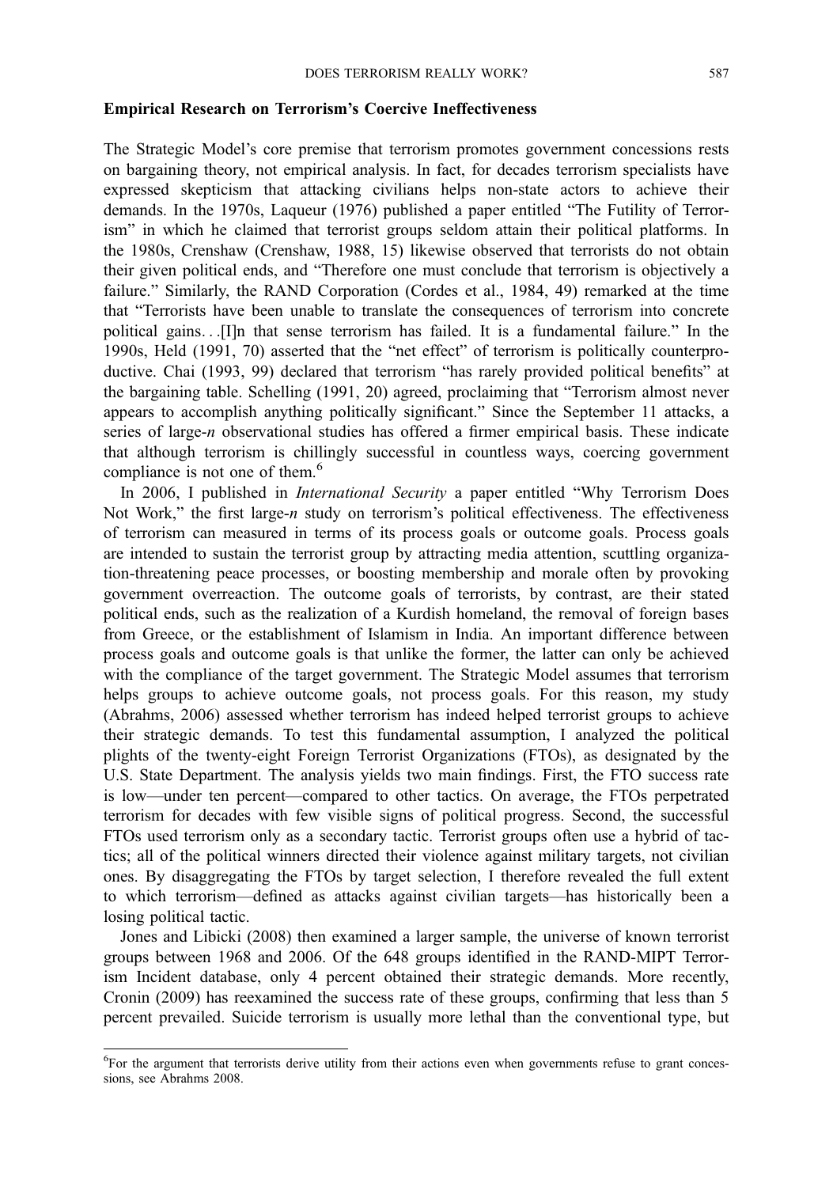### Empirical Research on Terrorism's Coercive Ineffectiveness

The Strategic Model's core premise that terrorism promotes government concessions rests on bargaining theory, not empirical analysis. In fact, for decades terrorism specialists have expressed skepticism that attacking civilians helps non-state actors to achieve their demands. In the 1970s, Laqueur (1976) published a paper entitled "The Futility of Terrorism" in which he claimed that terrorist groups seldom attain their political platforms. In the 1980s, Crenshaw (Crenshaw, 1988, 15) likewise observed that terrorists do not obtain their given political ends, and "Therefore one must conclude that terrorism is objectively a failure." Similarly, the RAND Corporation (Cordes et al., 1984, 49) remarked at the time that "Terrorists have been unable to translate the consequences of terrorism into concrete political gains...[I]n that sense terrorism has failed. It is a fundamental failure." In the 1990s, Held (1991, 70) asserted that the "net effect" of terrorism is politically counterproductive. Chai (1993, 99) declared that terrorism "has rarely provided political benefits" at the bargaining table. Schelling (1991, 20) agreed, proclaiming that "Terrorism almost never appears to accomplish anything politically significant." Since the September 11 attacks, a series of large-*n* observational studies has offered a firmer empirical basis. These indicate that although terrorism is chillingly successful in countless ways, coercing government compliance is not one of them.[6]

In 2006, I published in *International Security* a paper entitled "Why Terrorism Does Not Work," the first large-*n* study on terrorism's political effectiveness. The effectiveness of terrorism can measured in terms of its process goals or outcome goals. Process goals are intended to sustain the terrorist group by attracting media attention, scuttling organization-threatening peace processes, or boosting membership and morale often by provoking government overreaction. The outcome goals of terrorists, by contrast, are their stated political ends, such as the realization of a Kurdish homeland, the removal of foreign bases from Greece, or the establishment of Islamism in India. An important difference between process goals and outcome goals is that unlike the former, the latter can only be achieved with the compliance of the target government. The Strategic Model assumes that terrorism helps groups to achieve outcome goals, not process goals. For this reason, my study (Abrahms, 2006) assessed whether terrorism has indeed helped terrorist groups to achieve their strategic demands. To test this fundamental assumption, I analyzed the political plights of the twenty-eight Foreign Terrorist Organizations (FTOs), as designated by the U.S. State Department. The analysis yields two main findings. First, the FTO success rate is low—under ten percent—compared to other tactics. On average, the FTOs perpetrated terrorism for decades with few visible signs of political progress. Second, the successful FTOs used terrorism only as a secondary tactic. Terrorist groups often use a hybrid of tactics; all of the political winners directed their violence against military targets, not civilian ones. By disaggregating the FTOs by target selection, I therefore revealed the full extent to which terrorism—defined as attacks against civilian targets—has historically been a losing political tactic.

Jones and Libicki (2008) then examined a larger sample, the universe of known terrorist groups between 1968 and 2006. Of the 648 groups identified in the RAND-MIPT Terrorism Incident database, only 4 percent obtained their strategic demands. More recently, Cronin (2009) has reexamined the success rate of these groups, confirming that less than 5 percent prevailed. Suicide terrorism is usually more lethal than the conventional type, but

[6] For the argument that terrorists derive utility from their actions even when governments refuse to grant concessions, see Abrahms 2008.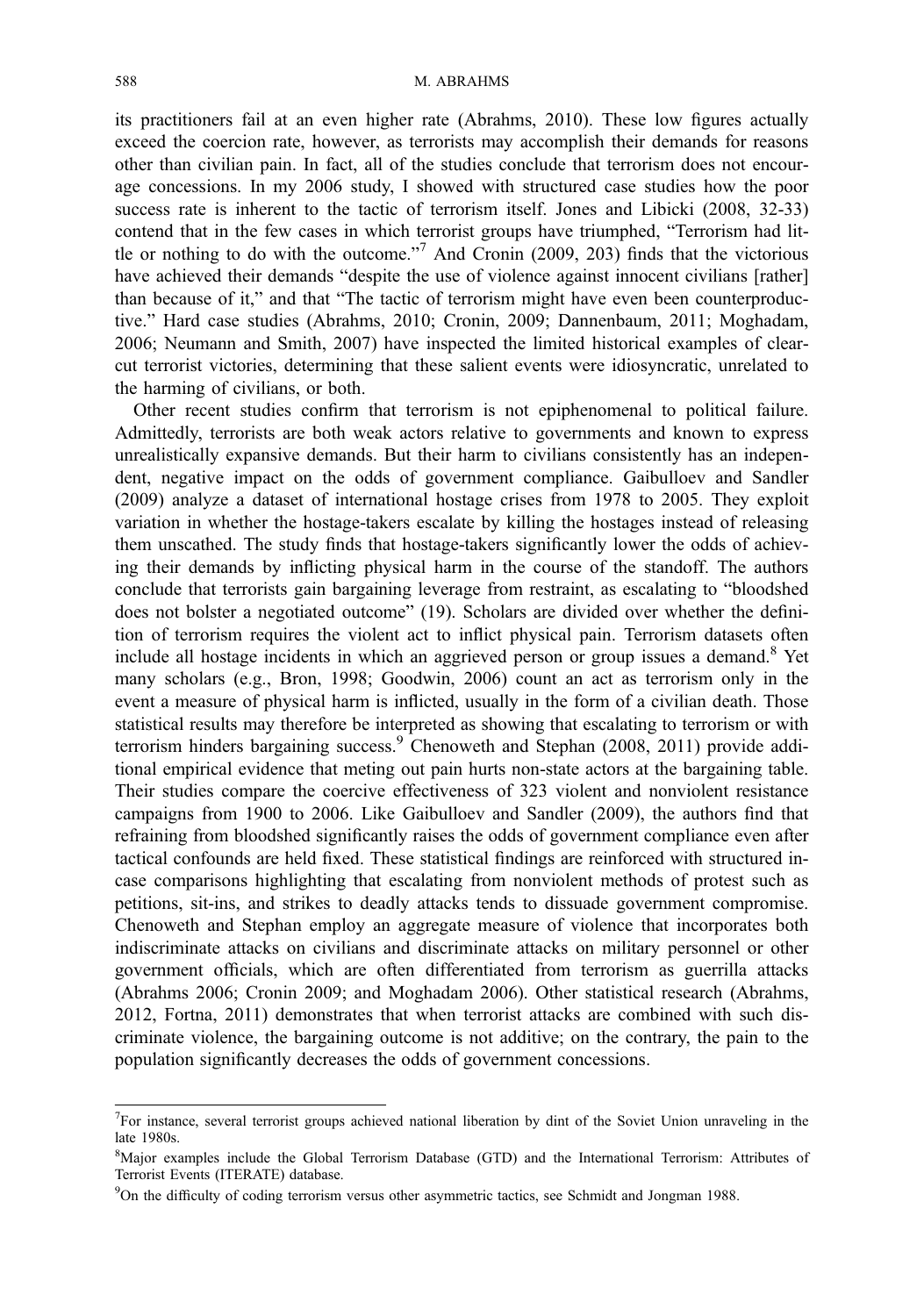its practitioners fail at an even higher rate (Abrahms, 2010). These low figures actually exceed the coercion rate, however, as terrorists may accomplish their demands for reasons other than civilian pain. In fact, all of the studies conclude that terrorism does not encourage concessions. In my 2006 study, I showed with structured case studies how the poor success rate is inherent to the tactic of terrorism itself. Jones and Libicki (2008, 32-33) contend that in the few cases in which terrorist groups have triumphed, "Terrorism had little or nothing to do with the outcome."[7] And Cronin (2009, 203) finds that the victorious have achieved their demands "despite the use of violence against innocent civilians [rather] than because of it," and that "The tactic of terrorism might have even been counterproductive." Hard case studies (Abrahms, 2010; Cronin, 2009; Dannenbaum, 2011; Moghadam, 2006; Neumann and Smith, 2007) have inspected the limited historical examples of clear-cut terrorist victories, determining that these salient events were idiosyncratic, unrelated to the harming of civilians, or both.

Other recent studies confirm that terrorism is not epiphenomenal to political failure. Admittedly, terrorists are both weak actors relative to governments and known to express unrealistically expansive demands. But their harm to civilians consistently has an independent, negative impact on the odds of government compliance. Gaibulloev and Sandler (2009) analyze a dataset of international hostage crises from 1978 to 2005. They exploit variation in whether the hostage-takers escalate by killing the hostages instead of releasing them unscathed. The study finds that hostage-takers significantly lower the odds of achieving their demands by inflicting physical harm in the course of the standoff. The authors conclude that terrorists gain bargaining leverage from restraint, as escalating to "bloodshed does not bolster a negotiated outcome" (19). Scholars are divided over whether the definition of terrorism requires the violent act to inflict physical pain. Terrorism datasets often include all hostage incidents in which an aggrieved person or group issues a demand.[8] Yet many scholars (e.g., Bron, 1998; Goodwin, 2006) count an act as terrorism only in the event a measure of physical harm is inflicted, usually in the form of a civilian death. Those statistical results may therefore be interpreted as showing that escalating to terrorism or with terrorism hinders bargaining success.[9] Chenoweth and Stephan (2008, 2011) provide additional empirical evidence that meting out pain hurts non-state actors at the bargaining table. Their studies compare the coercive effectiveness of 323 violent and nonviolent resistance campaigns from 1900 to 2006. Like Gaibulloev and Sandler (2009), the authors find that refraining from bloodshed significantly raises the odds of government compliance even after tactical confounds are held fixed. These statistical findings are reinforced with structured in-case comparisons highlighting that escalating from nonviolent methods of protest such as petitions, sit-ins, and strikes to deadly attacks tends to dissuade government compromise. Chenoweth and Stephan employ an aggregate measure of violence that incorporates both indiscriminate attacks on civilians and discriminate attacks on military personnel or other government officials, which are often differentiated from terrorism as guerrilla attacks (Abrahms 2006; Cronin 2009; and Moghadam 2006). Other statistical research (Abrahms, 2012, Fortna, 2011) demonstrates that when terrorist attacks are combined with such discriminate violence, the bargaining outcome is not additive; on the contrary, the pain to the population significantly decreases the odds of government concessions.

---

[7]For instance, several terrorist groups achieved national liberation by dint of the Soviet Union unraveling in the late 1980s.

[8]Major examples include the Global Terrorism Database (GTD) and the International Terrorism: Attributes of Terrorist Events (ITERATE) database.

[9]On the difficulty of coding terrorism versus other asymmetric tactics, see Schmidt and Jongman 1988.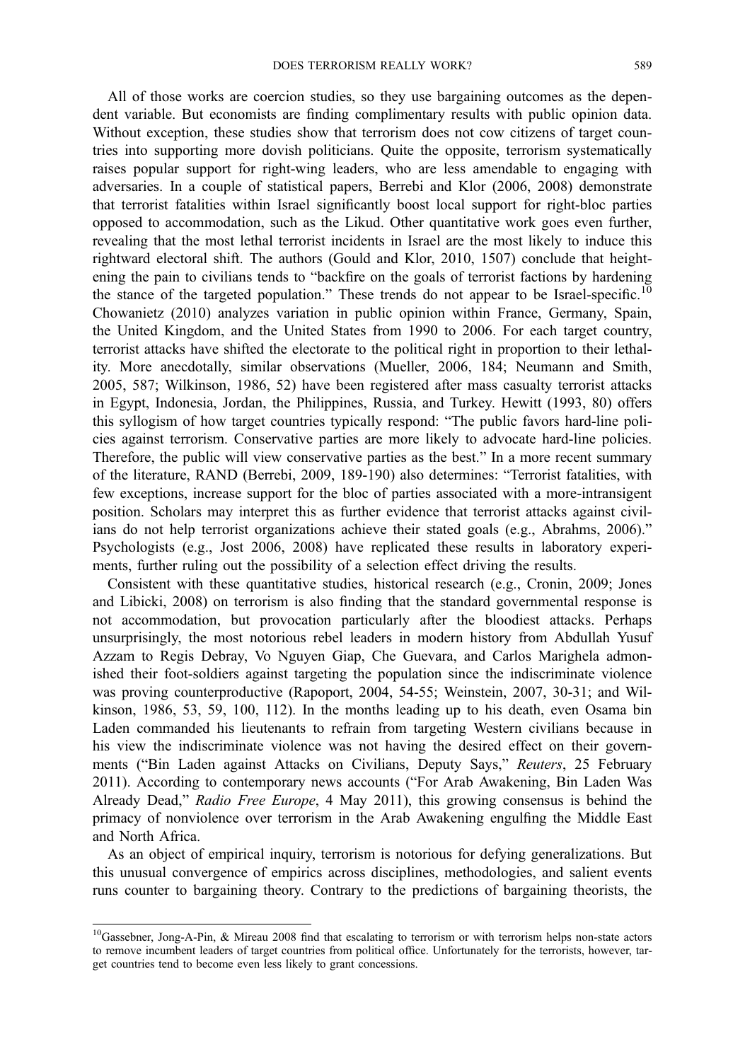All of those works are coercion studies, so they use bargaining outcomes as the dependent variable. But economists are finding complimentary results with public opinion data. Without exception, these studies show that terrorism does not cow citizens of target countries into supporting more dovish politicians. Quite the opposite, terrorism systematically raises popular support for right-wing leaders, who are less amendable to engaging with adversaries. In a couple of statistical papers, Berrebi and Klor (2006, 2008) demonstrate that terrorist fatalities within Israel significantly boost local support for right-bloc parties opposed to accommodation, such as the Likud. Other quantitative work goes even further, revealing that the most lethal terrorist incidents in Israel are the most likely to induce this rightward electoral shift. The authors (Gould and Klor, 2010, 1507) conclude that heightening the pain to civilians tends to "backfire on the goals of terrorist factions by hardening the stance of the targeted population." These trends do not appear to be Israel-specific.[10] Chowanietz (2010) analyzes variation in public opinion within France, Germany, Spain, the United Kingdom, and the United States from 1990 to 2006. For each target country, terrorist attacks have shifted the electorate to the political right in proportion to their lethality. More anecdotally, similar observations (Mueller, 2006, 184; Neumann and Smith, 2005, 587; Wilkinson, 1986, 52) have been registered after mass casualty terrorist attacks in Egypt, Indonesia, Jordan, the Philippines, Russia, and Turkey. Hewitt (1993, 80) offers this syllogism of how target countries typically respond: "The public favors hard-line policies against terrorism. Conservative parties are more likely to advocate hard-line policies. Therefore, the public will view conservative parties as the best." In a more recent summary of the literature, RAND (Berrebi, 2009, 189-190) also determines: "Terrorist fatalities, with few exceptions, increase support for the bloc of parties associated with a more-intransigent position. Scholars may interpret this as further evidence that terrorist attacks against civilians do not help terrorist organizations achieve their stated goals (e.g., Abrahms, 2006)." Psychologists (e.g., Jost 2006, 2008) have replicated these results in laboratory experiments, further ruling out the possibility of a selection effect driving the results.

Consistent with these quantitative studies, historical research (e.g., Cronin, 2009; Jones and Libicki, 2008) on terrorism is also finding that the standard governmental response is not accommodation, but provocation particularly after the bloodiest attacks. Perhaps unsurprisingly, the most notorious rebel leaders in modern history from Abdullah Yusuf Azzam to Regis Debray, Vo Nguyen Giap, Che Guevara, and Carlos Marighela admonished their foot-soldiers against targeting the population since the indiscriminate violence was proving counterproductive (Rapoport, 2004, 54-55; Weinstein, 2007, 30-31; and Wilkinson, 1986, 53, 59, 100, 112). In the months leading up to his death, even Osama bin Laden commanded his lieutenants to refrain from targeting Western civilians because in his view the indiscriminate violence was not having the desired effect on their governments ("Bin Laden against Attacks on Civilians, Deputy Says," *Reuters*, 25 February 2011). According to contemporary news accounts ("For Arab Awakening, Bin Laden Was Already Dead," *Radio Free Europe*, 4 May 2011), this growing consensus is behind the primacy of nonviolence over terrorism in the Arab Awakening engulfing the Middle East and North Africa.

As an object of empirical inquiry, terrorism is notorious for defying generalizations. But this unusual convergence of empirics across disciplines, methodologies, and salient events runs counter to bargaining theory. Contrary to the predictions of bargaining theorists, the

[10] Gassebner, Jong-A-Pin, & Mireau 2008 find that escalating to terrorism or with terrorism helps non-state actors to remove incumbent leaders of target countries from political office. Unfortunately for the terrorists, however, target countries tend to become even less likely to grant concessions.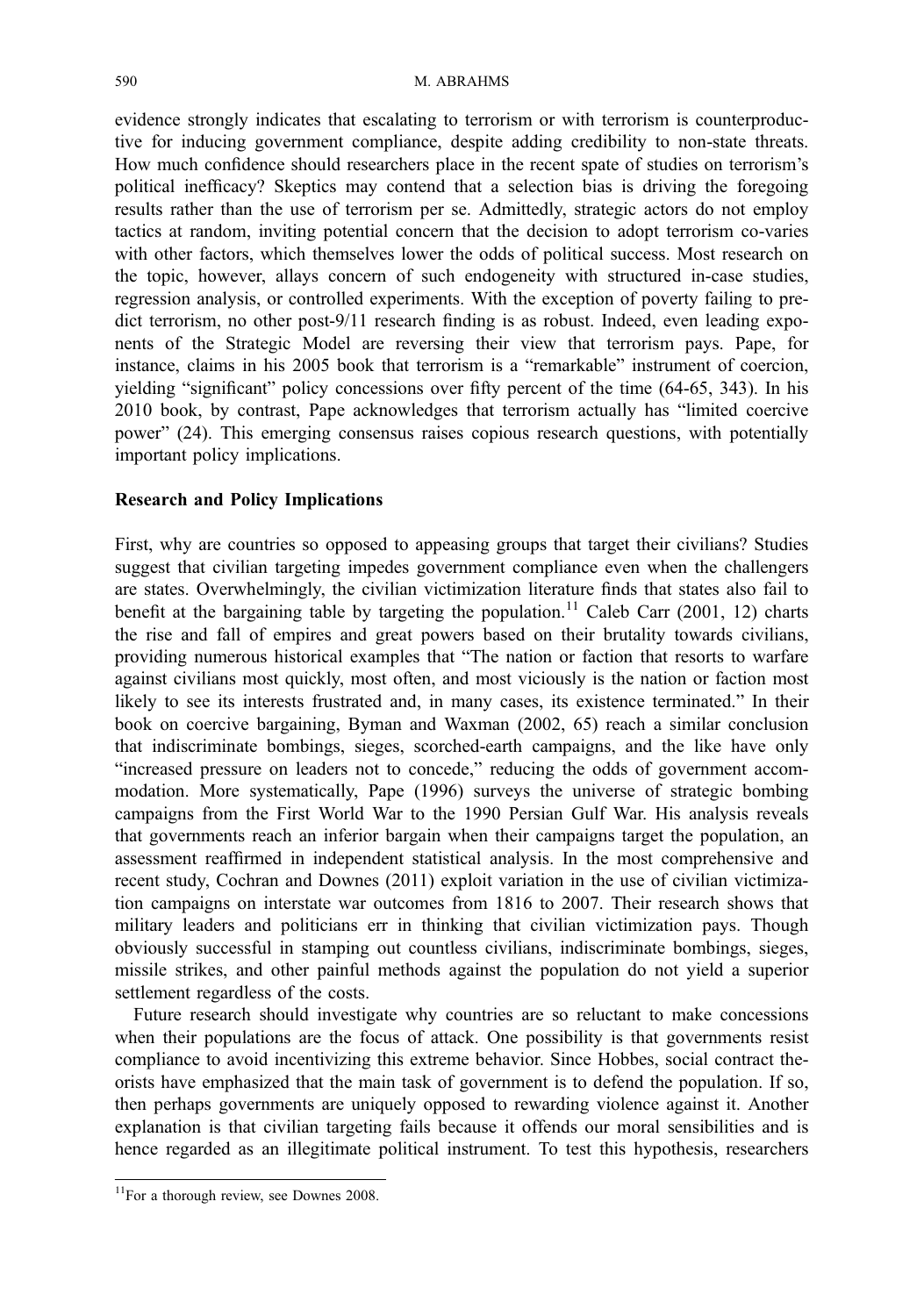evidence strongly indicates that escalating to terrorism or with terrorism is counterproductive for inducing government compliance, despite adding credibility to non-state threats. How much confidence should researchers place in the recent spate of studies on terrorism's political inefficacy? Skeptics may contend that a selection bias is driving the foregoing results rather than the use of terrorism per se. Admittedly, strategic actors do not employ tactics at random, inviting potential concern that the decision to adopt terrorism co-varies with other factors, which themselves lower the odds of political success. Most research on the topic, however, allays concern of such endogeneity with structured in-case studies, regression analysis, or controlled experiments. With the exception of poverty failing to predict terrorism, no other post-9/11 research finding is as robust. Indeed, even leading exponents of the Strategic Model are reversing their view that terrorism pays. Pape, for instance, claims in his 2005 book that terrorism is a "remarkable" instrument of coercion, yielding "significant" policy concessions over fifty percent of the time (64-65, 343). In his 2010 book, by contrast, Pape acknowledges that terrorism actually has "limited coercive power" (24). This emerging consensus raises copious research questions, with potentially important policy implications.

## Research and Policy Implications

First, why are countries so opposed to appeasing groups that target their civilians? Studies suggest that civilian targeting impedes government compliance even when the challengers are states. Overwhelmingly, the civilian victimization literature finds that states also fail to benefit at the bargaining table by targeting the population.[11] Caleb Carr (2001, 12) charts the rise and fall of empires and great powers based on their brutality towards civilians, providing numerous historical examples that "The nation or faction that resorts to warfare against civilians most quickly, most often, and most viciously is the nation or faction most likely to see its interests frustrated and, in many cases, its existence terminated." In their book on coercive bargaining, Byman and Waxman (2002, 65) reach a similar conclusion that indiscriminate bombings, sieges, scorched-earth campaigns, and the like have only "increased pressure on leaders not to concede," reducing the odds of government accommodation. More systematically, Pape (1996) surveys the universe of strategic bombing campaigns from the First World War to the 1990 Persian Gulf War. His analysis reveals that governments reach an inferior bargain when their campaigns target the population, an assessment reaffirmed in independent statistical analysis. In the most comprehensive and recent study, Cochran and Downes (2011) exploit variation in the use of civilian victimization campaigns on interstate war outcomes from 1816 to 2007. Their research shows that military leaders and politicians err in thinking that civilian victimization pays. Though obviously successful in stamping out countless civilians, indiscriminate bombings, sieges, missile strikes, and other painful methods against the population do not yield a superior settlement regardless of the costs.

Future research should investigate why countries are so reluctant to make concessions when their populations are the focus of attack. One possibility is that governments resist compliance to avoid incentivizing this extreme behavior. Since Hobbes, social contract theorists have emphasized that the main task of government is to defend the population. If so, then perhaps governments are uniquely opposed to rewarding violence against it. Another explanation is that civilian targeting fails because it offends our moral sensibilities and is hence regarded as an illegitimate political instrument. To test this hypothesis, researchers

[11] For a thorough review, see Downes 2008.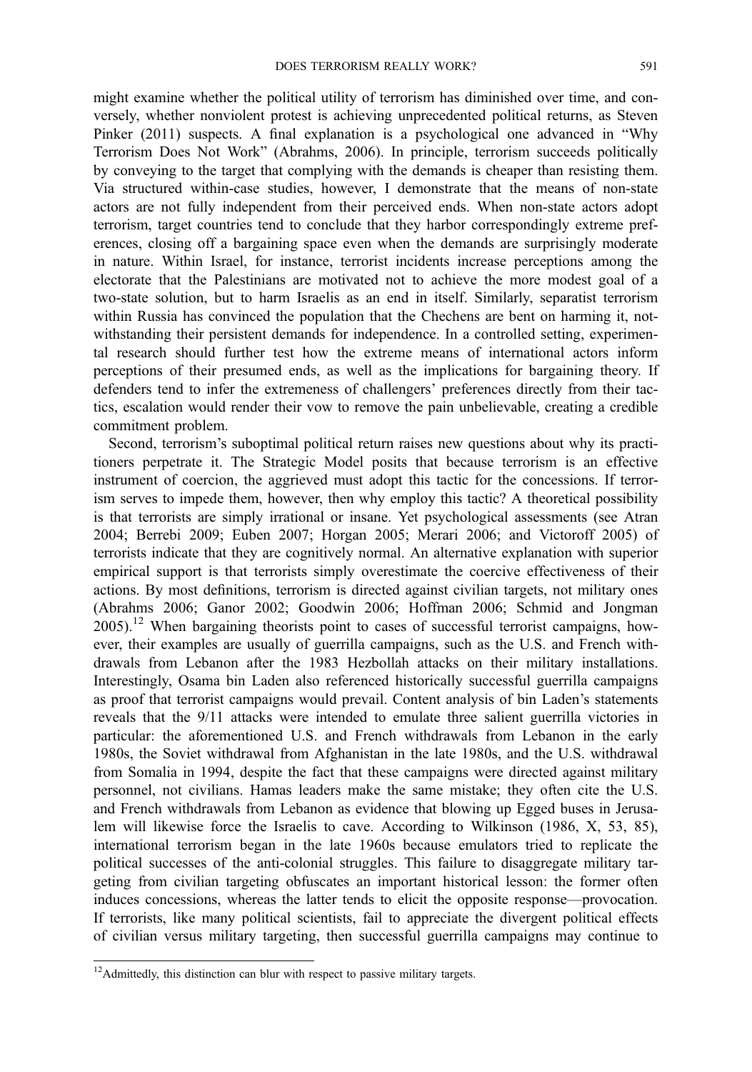might examine whether the political utility of terrorism has diminished over time, and conversely, whether nonviolent protest is achieving unprecedented political returns, as Steven Pinker (2011) suspects. A final explanation is a psychological one advanced in "Why Terrorism Does Not Work" (Abrahms, 2006). In principle, terrorism succeeds politically by conveying to the target that complying with the demands is cheaper than resisting them. Via structured within-case studies, however, I demonstrate that the means of non-state actors are not fully independent from their perceived ends. When non-state actors adopt terrorism, target countries tend to conclude that they harbor correspondingly extreme preferences, closing off a bargaining space even when the demands are surprisingly moderate in nature. Within Israel, for instance, terrorist incidents increase perceptions among the electorate that the Palestinians are motivated not to achieve the more modest goal of a two-state solution, but to harm Israelis as an end in itself. Similarly, separatist terrorism within Russia has convinced the population that the Chechens are bent on harming it, notwithstanding their persistent demands for independence. In a controlled setting, experimental research should further test how the extreme means of international actors inform perceptions of their presumed ends, as well as the implications for bargaining theory. If defenders tend to infer the extremeness of challengers' preferences directly from their tactics, escalation would render their vow to remove the pain unbelievable, creating a credible commitment problem.

Second, terrorism's suboptimal political return raises new questions about why its practitioners perpetrate it. The Strategic Model posits that because terrorism is an effective instrument of coercion, the aggrieved must adopt this tactic for the concessions. If terrorism serves to impede them, however, then why employ this tactic? A theoretical possibility is that terrorists are simply irrational or insane. Yet psychological assessments (see Atran 2004; Berrebi 2009; Euben 2007; Horgan 2005; Merari 2006; and Victoroff 2005) of terrorists indicate that they are cognitively normal. An alternative explanation with superior empirical support is that terrorists simply overestimate the coercive effectiveness of their actions. By most definitions, terrorism is directed against civilian targets, not military ones (Abrahms 2006; Ganor 2002; Goodwin 2006; Hoffman 2006; Schmid and Jongman 2005).[12] When bargaining theorists point to cases of successful terrorist campaigns, however, their examples are usually of guerrilla campaigns, such as the U.S. and French withdrawals from Lebanon after the 1983 Hezbollah attacks on their military installations. Interestingly, Osama bin Laden also referenced historically successful guerrilla campaigns as proof that terrorist campaigns would prevail. Content analysis of bin Laden's statements reveals that the 9/11 attacks were intended to emulate three salient guerrilla victories in particular: the aforementioned U.S. and French withdrawals from Lebanon in the early 1980s, the Soviet withdrawal from Afghanistan in the late 1980s, and the U.S. withdrawal from Somalia in 1994, despite the fact that these campaigns were directed against military personnel, not civilians. Hamas leaders make the same mistake; they often cite the U.S. and French withdrawals from Lebanon as evidence that blowing up Egged buses in Jerusalem will likewise force the Israelis to cave. According to Wilkinson (1986, X, 53, 85), international terrorism began in the late 1960s because emulators tried to replicate the political successes of the anti-colonial struggles. This failure to disaggregate military targeting from civilian targeting obfuscates an important historical lesson: the former often induces concessions, whereas the latter tends to elicit the opposite response—provocation. If terrorists, like many political scientists, fail to appreciate the divergent political effects of civilian versus military targeting, then successful guerrilla campaigns may continue to

[12] Admittedly, this distinction can blur with respect to passive military targets.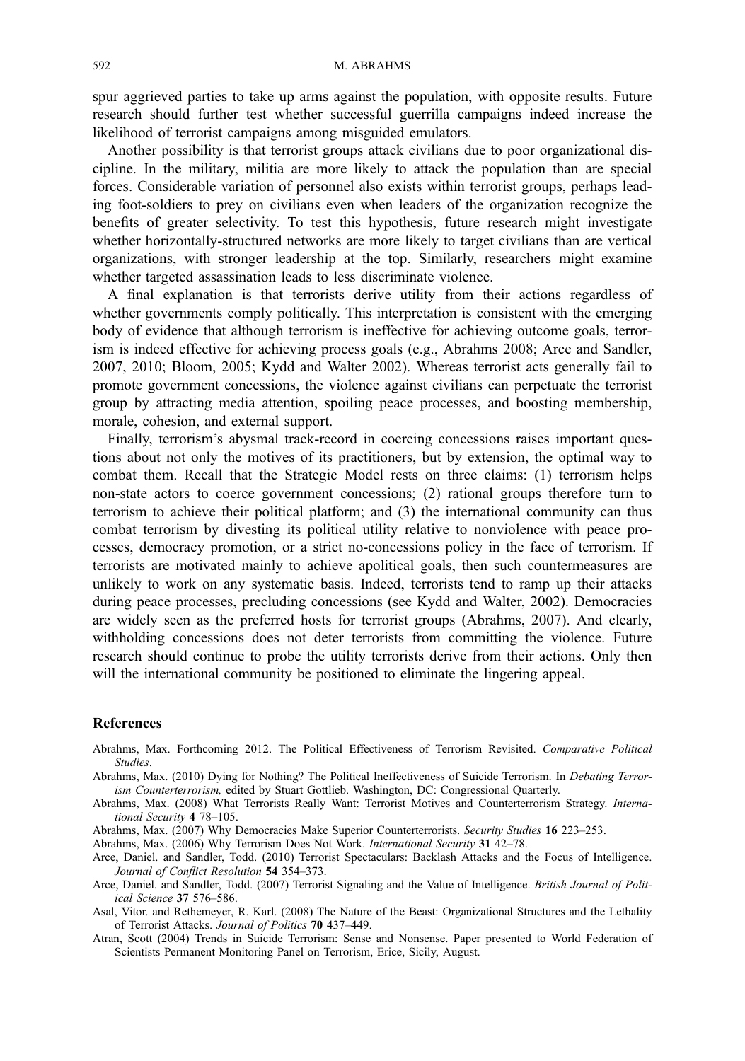spur aggrieved parties to take up arms against the population, with opposite results. Future research should further test whether successful guerrilla campaigns indeed increase the likelihood of terrorist campaigns among misguided emulators.

Another possibility is that terrorist groups attack civilians due to poor organizational discipline. In the military, militia are more likely to attack the population than are special forces. Considerable variation of personnel also exists within terrorist groups, perhaps leading foot-soldiers to prey on civilians even when leaders of the organization recognize the benefits of greater selectivity. To test this hypothesis, future research might investigate whether horizontally-structured networks are more likely to target civilians than are vertical organizations, with stronger leadership at the top. Similarly, researchers might examine whether targeted assassination leads to less discriminate violence.

A final explanation is that terrorists derive utility from their actions regardless of whether governments comply politically. This interpretation is consistent with the emerging body of evidence that although terrorism is ineffective for achieving outcome goals, terrorism is indeed effective for achieving process goals (e.g., Abrahms 2008; Arce and Sandler, 2007, 2010; Bloom, 2005; Kydd and Walter 2002). Whereas terrorist acts generally fail to promote government concessions, the violence against civilians can perpetuate the terrorist group by attracting media attention, spoiling peace processes, and boosting membership, morale, cohesion, and external support.

Finally, terrorism's abysmal track-record in coercing concessions raises important questions about not only the motives of its practitioners, but by extension, the optimal way to combat them. Recall that the Strategic Model rests on three claims: (1) terrorism helps non-state actors to coerce government concessions; (2) rational groups therefore turn to terrorism to achieve their political platform; and (3) the international community can thus combat terrorism by divesting its political utility relative to nonviolence with peace processes, democracy promotion, or a strict no-concessions policy in the face of terrorism. If terrorists are motivated mainly to achieve apolitical goals, then such countermeasures are unlikely to work on any systematic basis. Indeed, terrorists tend to ramp up their attacks during peace processes, precluding concessions (see Kydd and Walter, 2002). Democracies are widely seen as the preferred hosts for terrorist groups (Abrahms, 2007). And clearly, withholding concessions does not deter terrorists from committing the violence. Future research should continue to probe the utility terrorists derive from their actions. Only then will the international community be positioned to eliminate the lingering appeal.

## References

Abrahms, Max. Forthcoming 2012. The Political Effectiveness of Terrorism Revisited. *Comparative Political Studies*.

Abrahms, Max. (2010) Dying for Nothing? The Political Ineffectiveness of Suicide Terrorism. In *Debating Terrorism Counterterrorism,* edited by Stuart Gottlieb. Washington, DC: Congressional Quarterly.

Abrahms, Max. (2008) What Terrorists Really Want: Terrorist Motives and Counterterrorism Strategy. *International Security* **4** 78–105.

Abrahms, Max. (2007) Why Democracies Make Superior Counterterrorists. *Security Studies* **16** 223–253.

Abrahms, Max. (2006) Why Terrorism Does Not Work. *International Security* **31** 42–78.

Arce, Daniel. and Sandler, Todd. (2010) Terrorist Spectaculars: Backlash Attacks and the Focus of Intelligence. *Journal of Conflict Resolution* **54** 354–373.

Arce, Daniel. and Sandler, Todd. (2007) Terrorist Signaling and the Value of Intelligence. *British Journal of Political Science* **37** 576–586.

Asal, Vitor. and Rethemeyer, R. Karl. (2008) The Nature of the Beast: Organizational Structures and the Lethality of Terrorist Attacks. *Journal of Politics* **70** 437–449.

Atran, Scott (2004) Trends in Suicide Terrorism: Sense and Nonsense. Paper presented to World Federation of Scientists Permanent Monitoring Panel on Terrorism, Erice, Sicily, August.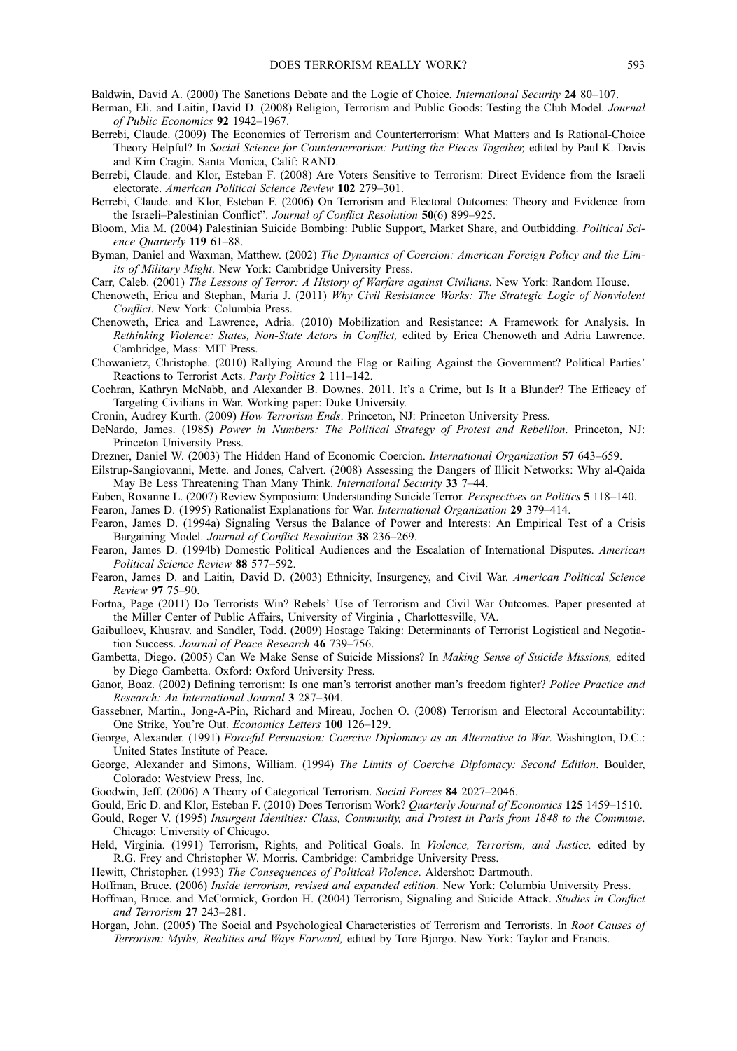Baldwin, David A. (2000) The Sanctions Debate and the Logic of Choice. *International Security* **24** 80–107.

Berman, Eli. and Laitin, David D. (2008) Religion, Terrorism and Public Goods: Testing the Club Model. *Journal of Public Economics* **92** 1942–1967.

Berrebi, Claude. (2009) The Economics of Terrorism and Counterterrorism: What Matters and Is Rational-Choice Theory Helpful? In *Social Science for Counterterrorism: Putting the Pieces Together,* edited by Paul K. Davis and Kim Cragin. Santa Monica, Calif: RAND.

Berrebi, Claude. and Klor, Esteban F. (2008) Are Voters Sensitive to Terrorism: Direct Evidence from the Israeli electorate. *American Political Science Review* **102** 279–301.

Berrebi, Claude. and Klor, Esteban F. (2006) On Terrorism and Electoral Outcomes: Theory and Evidence from the Israeli–Palestinian Conflict". *Journal of Conflict Resolution* **50**(6) 899–925.

Bloom, Mia M. (2004) Palestinian Suicide Bombing: Public Support, Market Share, and Outbidding. *Political Science Quarterly* **119** 61–88.

Byman, Daniel and Waxman, Matthew. (2002) *The Dynamics of Coercion: American Foreign Policy and the Limits of Military Might*. New York: Cambridge University Press.

Carr, Caleb. (2001) *The Lessons of Terror: A History of Warfare against Civilians*. New York: Random House.

Chenoweth, Erica and Stephan, Maria J. (2011) *Why Civil Resistance Works: The Strategic Logic of Nonviolent Conflict*. New York: Columbia Press.

Chenoweth, Erica and Lawrence, Adria. (2010) Mobilization and Resistance: A Framework for Analysis. In *Rethinking Violence: States, Non-State Actors in Conflict,* edited by Erica Chenoweth and Adria Lawrence. Cambridge, Mass: MIT Press.

Chowanietz, Christophe. (2010) Rallying Around the Flag or Railing Against the Government? Political Parties' Reactions to Terrorist Acts. *Party Politics* **2** 111–142.

Cochran, Kathryn McNabb, and Alexander B. Downes. 2011. It's a Crime, but Is It a Blunder? The Efficacy of Targeting Civilians in War. Working paper: Duke University.

Cronin, Audrey Kurth. (2009) *How Terrorism Ends*. Princeton, NJ: Princeton University Press.

DeNardo, James. (1985) *Power in Numbers: The Political Strategy of Protest and Rebellion*. Princeton, NJ: Princeton University Press.

Drezner, Daniel W. (2003) The Hidden Hand of Economic Coercion. *International Organization* **57** 643–659.

Eilstrup-Sangiovanni, Mette. and Jones, Calvert. (2008) Assessing the Dangers of Illicit Networks: Why al-Qaida May Be Less Threatening Than Many Think. *International Security* **33** 7–44.

Euben, Roxanne L. (2007) Review Symposium: Understanding Suicide Terror. *Perspectives on Politics* **5** 118–140.

Fearon, James D. (1995) Rationalist Explanations for War. *International Organization* **29** 379–414.

Fearon, James D. (1994a) Signaling Versus the Balance of Power and Interests: An Empirical Test of a Crisis Bargaining Model. *Journal of Conflict Resolution* **38** 236–269.

Fearon, James D. (1994b) Domestic Political Audiences and the Escalation of International Disputes. *American Political Science Review* **88** 577–592.

Fearon, James D. and Laitin, David D. (2003) Ethnicity, Insurgency, and Civil War. *American Political Science Review* **97** 75–90.

Fortna, Page (2011) Do Terrorists Win? Rebels' Use of Terrorism and Civil War Outcomes. Paper presented at the Miller Center of Public Affairs, University of Virginia , Charlottesville, VA.

Gaibulloev, Khusrav. and Sandler, Todd. (2009) Hostage Taking: Determinants of Terrorist Logistical and Negotiation Success. *Journal of Peace Research* **46** 739–756.

Gambetta, Diego. (2005) Can We Make Sense of Suicide Missions? In *Making Sense of Suicide Missions,* edited by Diego Gambetta. Oxford: Oxford University Press.

Ganor, Boaz. (2002) Defining terrorism: Is one man's terrorist another man's freedom fighter? *Police Practice and Research: An International Journal* **3** 287–304.

Gassebner, Martin., Jong-A-Pin, Richard and Mireau, Jochen O. (2008) Terrorism and Electoral Accountability: One Strike, You're Out. *Economics Letters* **100** 126–129.

George, Alexander. (1991) *Forceful Persuasion: Coercive Diplomacy as an Alternative to War*. Washington, D.C.: United States Institute of Peace.

George, Alexander and Simons, William. (1994) *The Limits of Coercive Diplomacy: Second Edition*. Boulder, Colorado: Westview Press, Inc.

Goodwin, Jeff. (2006) A Theory of Categorical Terrorism. *Social Forces* **84** 2027–2046.

Gould, Eric D. and Klor, Esteban F. (2010) Does Terrorism Work? *Quarterly Journal of Economics* **125** 1459–1510.

Gould, Roger V. (1995) *Insurgent Identities: Class, Community, and Protest in Paris from 1848 to the Commune*. Chicago: University of Chicago.

Held, Virginia. (1991) Terrorism, Rights, and Political Goals. In *Violence, Terrorism, and Justice,* edited by R.G. Frey and Christopher W. Morris. Cambridge: Cambridge University Press.

Hewitt, Christopher. (1993) *The Consequences of Political Violence*. Aldershot: Dartmouth.

Hoffman, Bruce. (2006) *Inside terrorism, revised and expanded edition*. New York: Columbia University Press.

Hoffman, Bruce. and McCormick, Gordon H. (2004) Terrorism, Signaling and Suicide Attack. *Studies in Conflict and Terrorism* **27** 243–281.

Horgan, John. (2005) The Social and Psychological Characteristics of Terrorism and Terrorists. In *Root Causes of Terrorism: Myths, Realities and Ways Forward,* edited by Tore Bjorgo. New York: Taylor and Francis.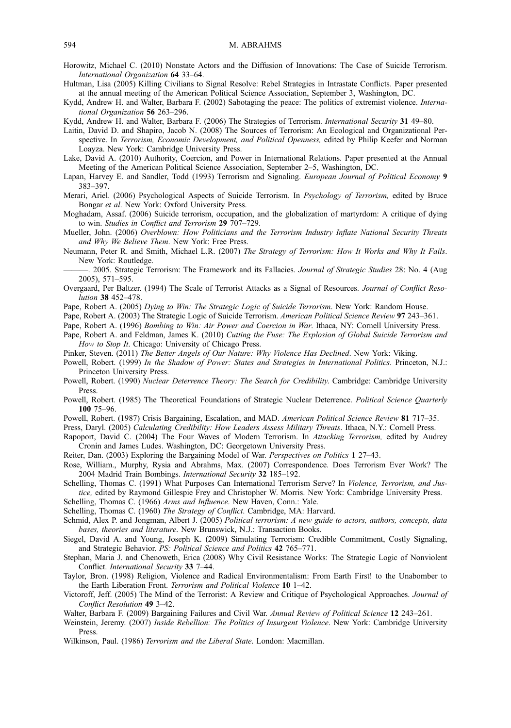Horowitz, Michael C. (2010) Nonstate Actors and the Diffusion of Innovations: The Case of Suicide Terrorism. *International Organization* **64** 33–64.

Hultman, Lisa (2005) Killing Civilians to Signal Resolve: Rebel Strategies in Intrastate Conflicts. Paper presented at the annual meeting of the American Political Science Association, September 3, Washington, DC.

Kydd, Andrew H. and Walter, Barbara F. (2002) Sabotaging the peace: The politics of extremist violence. *International Organization* **56** 263–296.

Kydd, Andrew H. and Walter, Barbara F. (2006) The Strategies of Terrorism. *International Security* **31** 49–80.

Laitin, David D. and Shapiro, Jacob N. (2008) The Sources of Terrorism: An Ecological and Organizational Perspective. In *Terrorism, Economic Development, and Political Openness,* edited by Philip Keefer and Norman Loayza. New York: Cambridge University Press.

Lake, David A. (2010) Authority, Coercion, and Power in International Relations. Paper presented at the Annual Meeting of the American Political Science Association, September 2–5, Washington, DC.

Lapan, Harvey E. and Sandler, Todd (1993) Terrorism and Signaling. *European Journal of Political Economy* **9** 383–397.

Merari, Ariel. (2006) Psychological Aspects of Suicide Terrorism. In *Psychology of Terrorism,* edited by Bruce Bongar *et al*. New York: Oxford University Press.

Moghadam, Assaf. (2006) Suicide terrorism, occupation, and the globalization of martyrdom: A critique of dying to win. *Studies in Conflict and Terrorism* **29** 707–729.

Mueller, John. (2006) *Overblown: How Politicians and the Terrorism Industry Inflate National Security Threats and Why We Believe Them*. New York: Free Press.

Neumann, Peter R. and Smith, Michael L.R. (2007) *The Strategy of Terrorism: How It Works and Why It Fails*. New York: Routledge.

———. 2005. Strategic Terrorism: The Framework and its Fallacies. *Journal of Strategic Studies* 28: No. 4 (Aug 2005), 571–595.

Overgaard, Per Baltzer. (1994) The Scale of Terrorist Attacks as a Signal of Resources. *Journal of Conflict Resolution* **38** 452–478.

Pape, Robert A. (2005) *Dying to Win: The Strategic Logic of Suicide Terrorism*. New York: Random House.

Pape, Robert A. (2003) The Strategic Logic of Suicide Terrorism. *American Political Science Review* **97** 243–361.

Pape, Robert A. (1996) *Bombing to Win: Air Power and Coercion in War*. Ithaca, NY: Cornell University Press.

Pape, Robert A. and Feldman, James K. (2010) *Cutting the Fuse: The Explosion of Global Suicide Terrorism and How to Stop It*. Chicago: University of Chicago Press.

Pinker, Steven. (2011) *The Better Angels of Our Nature: Why Violence Has Declined*. New York: Viking.

Powell, Robert. (1999) *In the Shadow of Power: States and Strategies in International Politics*. Princeton, N.J.: Princeton University Press.

Powell, Robert. (1990) *Nuclear Deterrence Theory: The Search for Credibility*. Cambridge: Cambridge University Press.

Powell, Robert. (1985) The Theoretical Foundations of Strategic Nuclear Deterrence. *Political Science Quarterly* **100** 75–96.

Powell, Robert. (1987) Crisis Bargaining, Escalation, and MAD. *American Political Science Review* **81** 717–35.

Press, Daryl. (2005) *Calculating Credibility: How Leaders Assess Military Threats*. Ithaca, N.Y.: Cornell Press.

Rapoport, David C. (2004) The Four Waves of Modern Terrorism. In *Attacking Terrorism,* edited by Audrey Cronin and James Ludes. Washington, DC: Georgetown University Press.

Reiter, Dan. (2003) Exploring the Bargaining Model of War. *Perspectives on Politics* **1** 27–43.

Rose, William., Murphy, Rysia and Abrahms, Max. (2007) Correspondence. Does Terrorism Ever Work? The 2004 Madrid Train Bombings. *International Security* **32** 185–192.

Schelling, Thomas C. (1991) What Purposes Can International Terrorism Serve? In *Violence, Terrorism, and Justice,* edited by Raymond Gillespie Frey and Christopher W. Morris. New York: Cambridge University Press.

Schelling, Thomas C. (1966) *Arms and Influence*. New Haven, Conn.: Yale.

Schelling, Thomas C. (1960) *The Strategy of Conflict*. Cambridge, MA: Harvard.

Schmid, Alex P. and Jongman, Albert J. (2005) *Political terrorism: A new guide to actors, authors, concepts, data bases, theories and literature*. New Brunswick, N.J.: Transaction Books.

Siegel, David A. and Young, Joseph K. (2009) Simulating Terrorism: Credible Commitment, Costly Signaling, and Strategic Behavior. *PS: Political Science and Politics* **42** 765–771.

Stephan, Maria J. and Chenoweth, Erica (2008) Why Civil Resistance Works: The Strategic Logic of Nonviolent Conflict. *International Security* **33** 7–44.

Taylor, Bron. (1998) Religion, Violence and Radical Environmentalism: From Earth First! to the Unabomber to the Earth Liberation Front. *Terrorism and Political Violence* **10** 1–42.

Victoroff, Jeff. (2005) The Mind of the Terrorist: A Review and Critique of Psychological Approaches. *Journal of Conflict Resolution* **49** 3–42.

Walter, Barbara F. (2009) Bargaining Failures and Civil War. *Annual Review of Political Science* **12** 243–261.

Weinstein, Jeremy. (2007) *Inside Rebellion: The Politics of Insurgent Violence*. New York: Cambridge University Press.

Wilkinson, Paul. (1986) *Terrorism and the Liberal State*. London: Macmillan.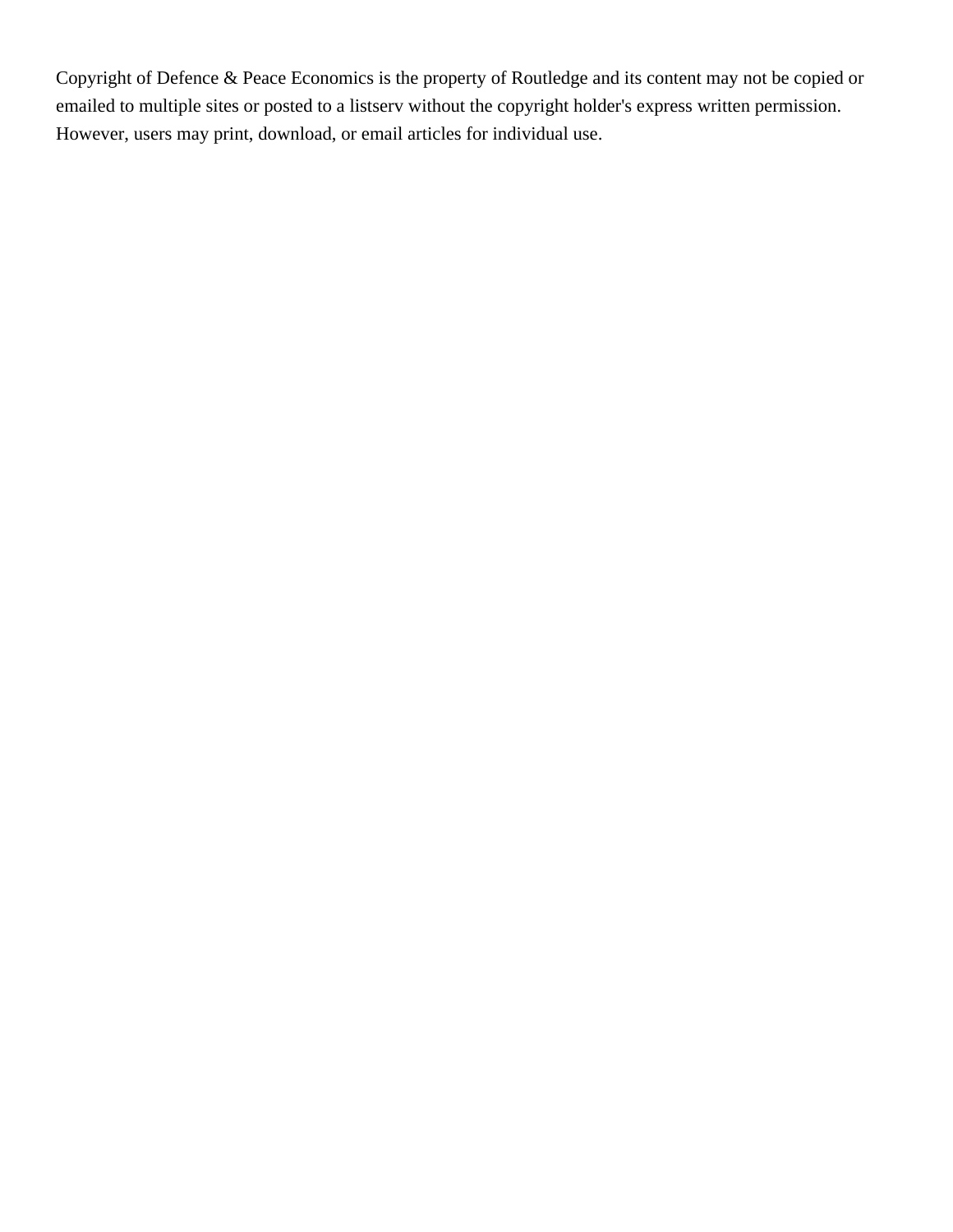Copyright of Defence & Peace Economics is the property of Routledge and its content may not be copied or emailed to multiple sites or posted to a listserv without the copyright holder's express written permission. However, users may print, download, or email articles for individual use.